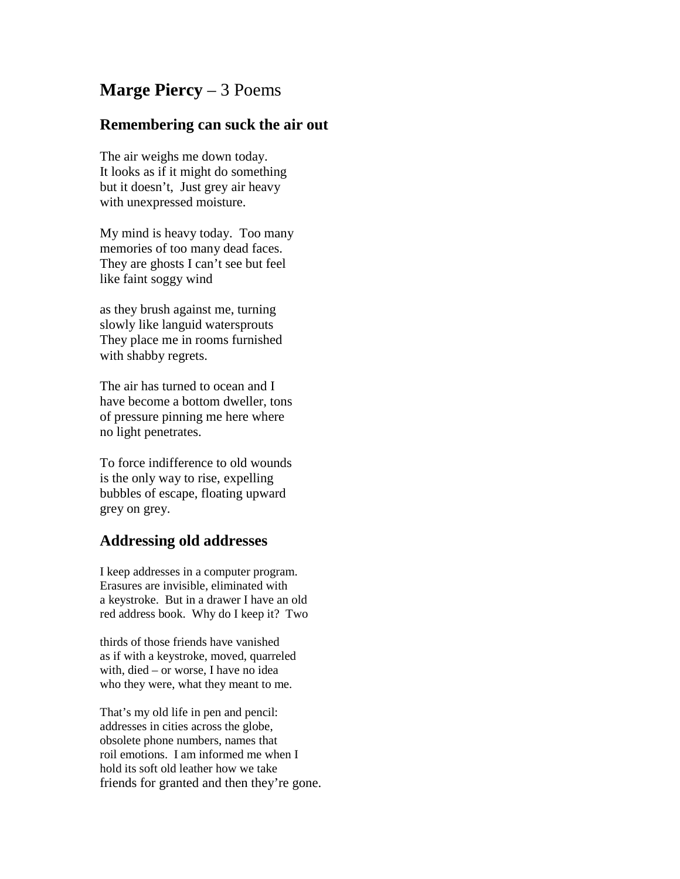# **Marge Piercy** – 3 Poems

## Remembering can suck the air out

The air weighs me down today.
It looks as if it might do something
but it doesn't, Just grey air heavy
with unexpressed moisture.

My mind is heavy today. Too many
memories of too many dead faces.
They are ghosts I can't see but feel
like faint soggy wind

as they brush against me, turning
slowly like languid watersprouts
They place me in rooms furnished
with shabby regrets.

The air has turned to ocean and I
have become a bottom dweller, tons
of pressure pinning me here where
no light penetrates.

To force indifference to old wounds
is the only way to rise, expelling
bubbles of escape, floating upward
grey on grey.

## Addressing old addresses

I keep addresses in a computer program.
Erasures are invisible, eliminated with
a keystroke. But in a drawer I have an old
red address book. Why do I keep it? Two

thirds of those friends have vanished
as if with a keystroke, moved, quarreled
with, died – or worse, I have no idea
who they were, what they meant to me.

That's my old life in pen and pencil:
addresses in cities across the globe,
obsolete phone numbers, names that
roil emotions. I am informed me when I
hold its soft old leather how we take
friends for granted and then they're gone.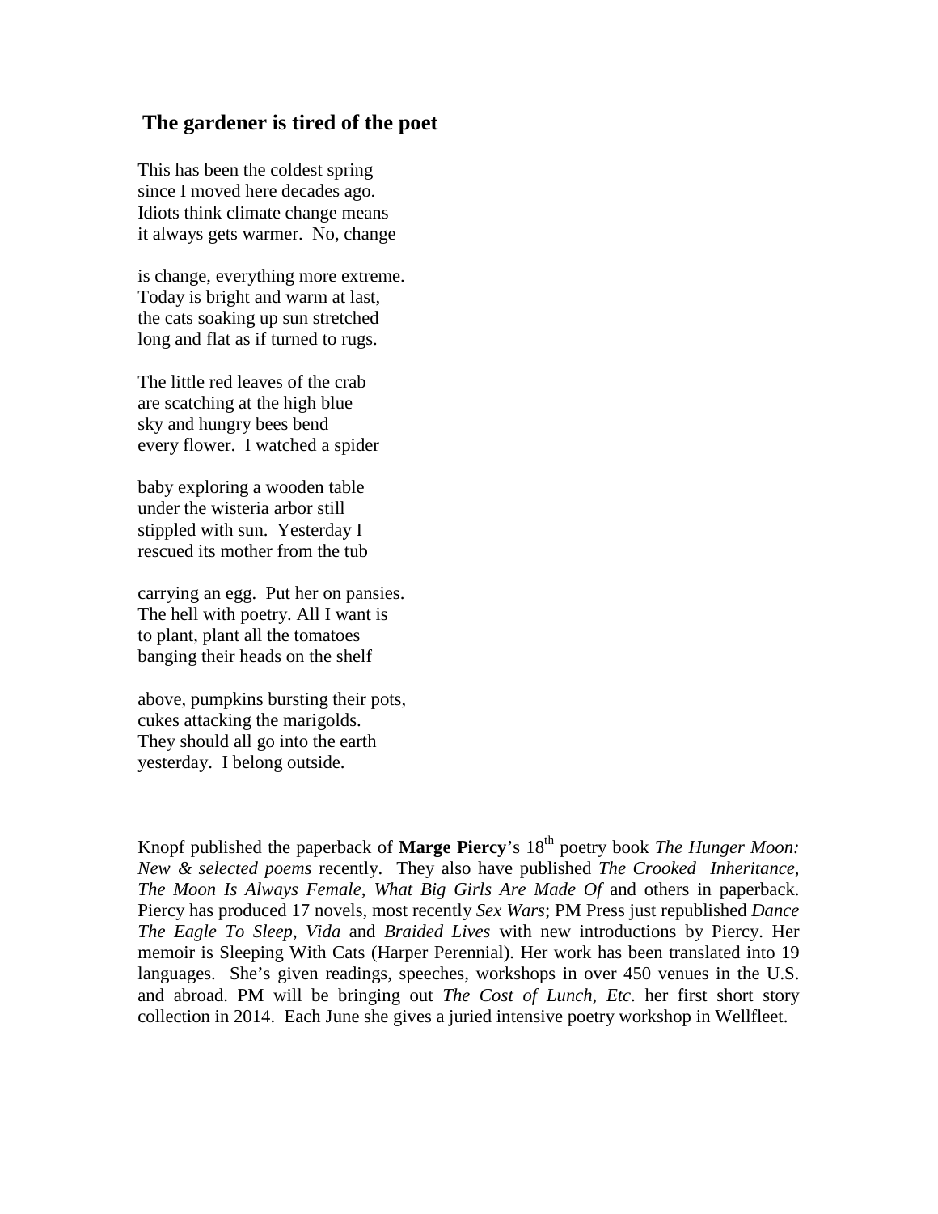## The gardener is tired of the poet

This has been the coldest spring  
since I moved here decades ago.  
Idiots think climate change means  
it always gets warmer. No, change

is change, everything more extreme.  
Today is bright and warm at last,  
the cats soaking up sun stretched  
long and flat as if turned to rugs.

The little red leaves of the crab  
are scatching at the high blue  
sky and hungry bees bend  
every flower. I watched a spider

baby exploring a wooden table  
under the wisteria arbor still  
stippled with sun. Yesterday I  
rescued its mother from the tub

carrying an egg. Put her on pansies.  
The hell with poetry. All I want is  
to plant, plant all the tomatoes  
banging their heads on the shelf

above, pumpkins bursting their pots,  
cukes attacking the marigolds.  
They should all go into the earth  
yesterday. I belong outside.

Knopf published the paperback of **Marge Piercy**'s 18th poetry book *The Hunger Moon: New & selected poems* recently. They also have published *The Crooked Inheritance*, *The Moon Is Always Female*, *What Big Girls Are Made Of* and others in paperback. Piercy has produced 17 novels, most recently *Sex Wars*; PM Press just republished *Dance The Eagle To Sleep*, *Vida* and *Braided Lives* with new introductions by Piercy. Her memoir is Sleeping With Cats (Harper Perennial). Her work has been translated into 19 languages. She's given readings, speeches, workshops in over 450 venues in the U.S. and abroad. PM will be bringing out *The Cost of Lunch, Etc*. her first short story collection in 2014. Each June she gives a juried intensive poetry workshop in Wellfleet.